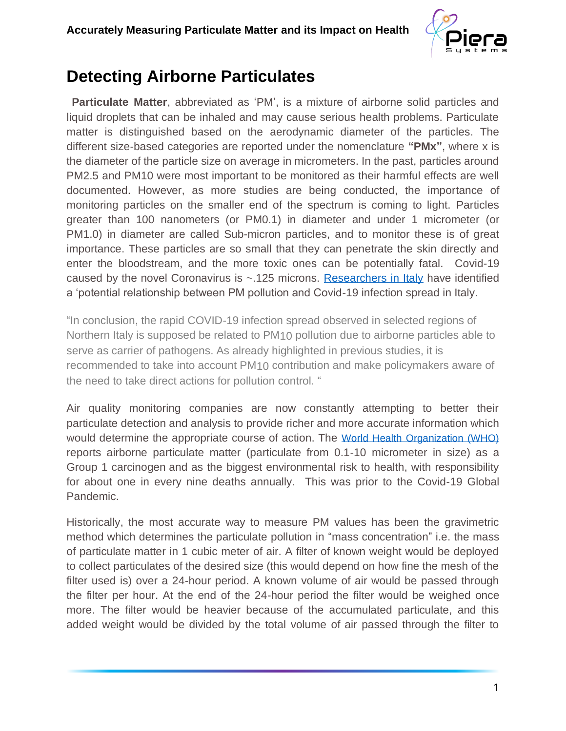# Detecting Airborne Particulates

**Particulate Matter**, abbreviated as 'PM', is a mixture of airborne solid particles and liquid droplets that can be inhaled and may cause serious health problems. Particulate matter is distinguished based on the aerodynamic diameter of the particles. The different size-based categories are reported under the nomenclature **"PMx"**, where x is the diameter of the particle size on average in micrometers. In the past, particles around PM2.5 and PM10 were most important to be monitored as their harmful effects are well documented. However, as more studies are being conducted, the importance of monitoring particles on the smaller end of the spectrum is coming to light. Particles greater than 100 nanometers (or PM0.1) in diameter and under 1 micrometer (or PM1.0) in diameter are called Sub-micron particles, and to monitor these is of great importance. These particles are so small that they can penetrate the skin directly and enter the bloodstream, and the more toxic ones can be potentially fatal. Covid-19 caused by the novel Coronavirus is ~.125 microns. [Researchers in Italy](#) have identified a 'potential relationship between PM pollution and Covid-19 infection spread in Italy.

"In conclusion, the rapid COVID-19 infection spread observed in selected regions of Northern Italy is supposed be related to PM10 pollution due to airborne particles able to serve as carrier of pathogens. As already highlighted in previous studies, it is recommended to take into account PM10 contribution and make policymakers aware of the need to take direct actions for pollution control. "

Air quality monitoring companies are now constantly attempting to better their particulate detection and analysis to provide richer and more accurate information which would determine the appropriate course of action. The [World Health Organization (WHO)](#) reports airborne particulate matter (particulate from 0.1-10 micrometer in size) as a Group 1 carcinogen and as the biggest environmental risk to health, with responsibility for about one in every nine deaths annually. This was prior to the Covid-19 Global Pandemic.

Historically, the most accurate way to measure PM values has been the gravimetric method which determines the particulate pollution in "mass concentration" i.e. the mass of particulate matter in 1 cubic meter of air. A filter of known weight would be deployed to collect particulates of the desired size (this would depend on how fine the mesh of the filter used is) over a 24-hour period. A known volume of air would be passed through the filter per hour. At the end of the 24-hour period the filter would be weighed once more. The filter would be heavier because of the accumulated particulate, and this added weight would be divided by the total volume of air passed through the filter to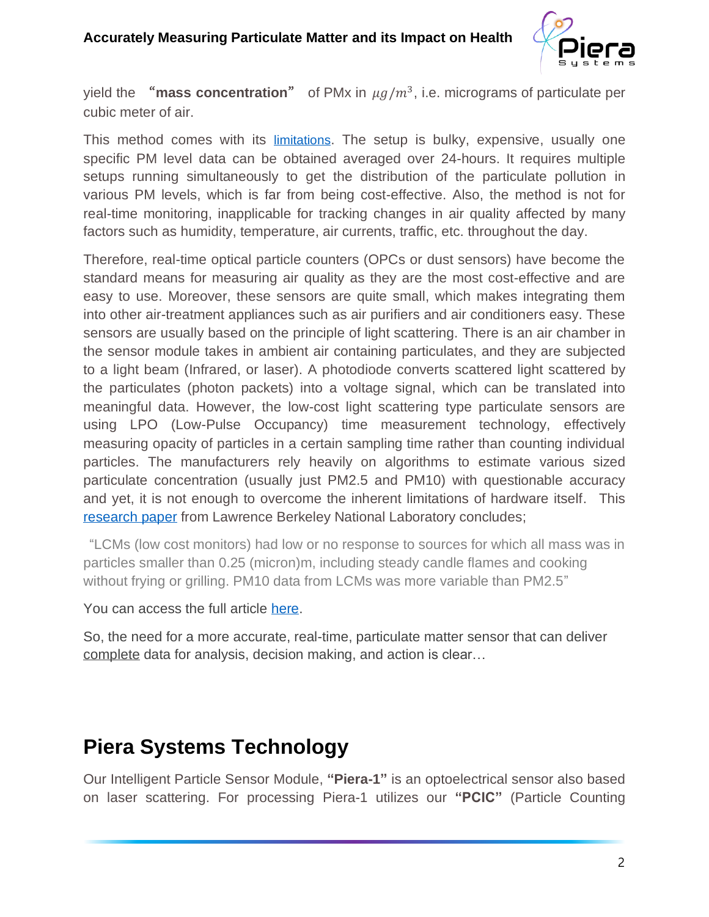yield the **"mass concentration"** of PMx in $\mu g/m^3$, i.e. micrograms of particulate per cubic meter of air.

This method comes with its limitations. The setup is bulky, expensive, usually one specific PM level data can be obtained averaged over 24-hours. It requires multiple setups running simultaneously to get the distribution of the particulate pollution in various PM levels, which is far from being cost-effective. Also, the method is not for real-time monitoring, inapplicable for tracking changes in air quality affected by many factors such as humidity, temperature, air currents, traffic, etc. throughout the day.

Therefore, real-time optical particle counters (OPCs or dust sensors) have become the standard means for measuring air quality as they are the most cost-effective and are easy to use. Moreover, these sensors are quite small, which makes integrating them into other air-treatment appliances such as air purifiers and air conditioners easy. These sensors are usually based on the principle of light scattering. There is an air chamber in the sensor module takes in ambient air containing particulates, and they are subjected to a light beam (Infrared, or laser). A photodiode converts scattered light scattered by the particulates (photon packets) into a voltage signal, which can be translated into meaningful data. However, the low-cost light scattering type particulate sensors are using LPO (Low-Pulse Occupancy) time measurement technology, effectively measuring opacity of particles in a certain sampling time rather than counting individual particles. The manufacturers rely heavily on algorithms to estimate various sized particulate concentration (usually just PM2.5 and PM10) with questionable accuracy and yet, it is not enough to overcome the inherent limitations of hardware itself. This research paper from Lawrence Berkeley National Laboratory concludes;

> "LCMs (low cost monitors) had low or no response to sources for which all mass was in particles smaller than 0.25 (micron)m, including steady candle flames and cooking without frying or grilling. PM10 data from LCMs was more variable than PM2.5"

You can access the full article here.

So, the need for a more accurate, real-time, particulate matter sensor that can deliver complete data for analysis, decision making, and action is clear…

## Piera Systems Technology

Our Intelligent Particle Sensor Module, **"Piera-1"** is an optoelectrical sensor also based on laser scattering. For processing Piera-1 utilizes our **"PCIC"** (Particle Counting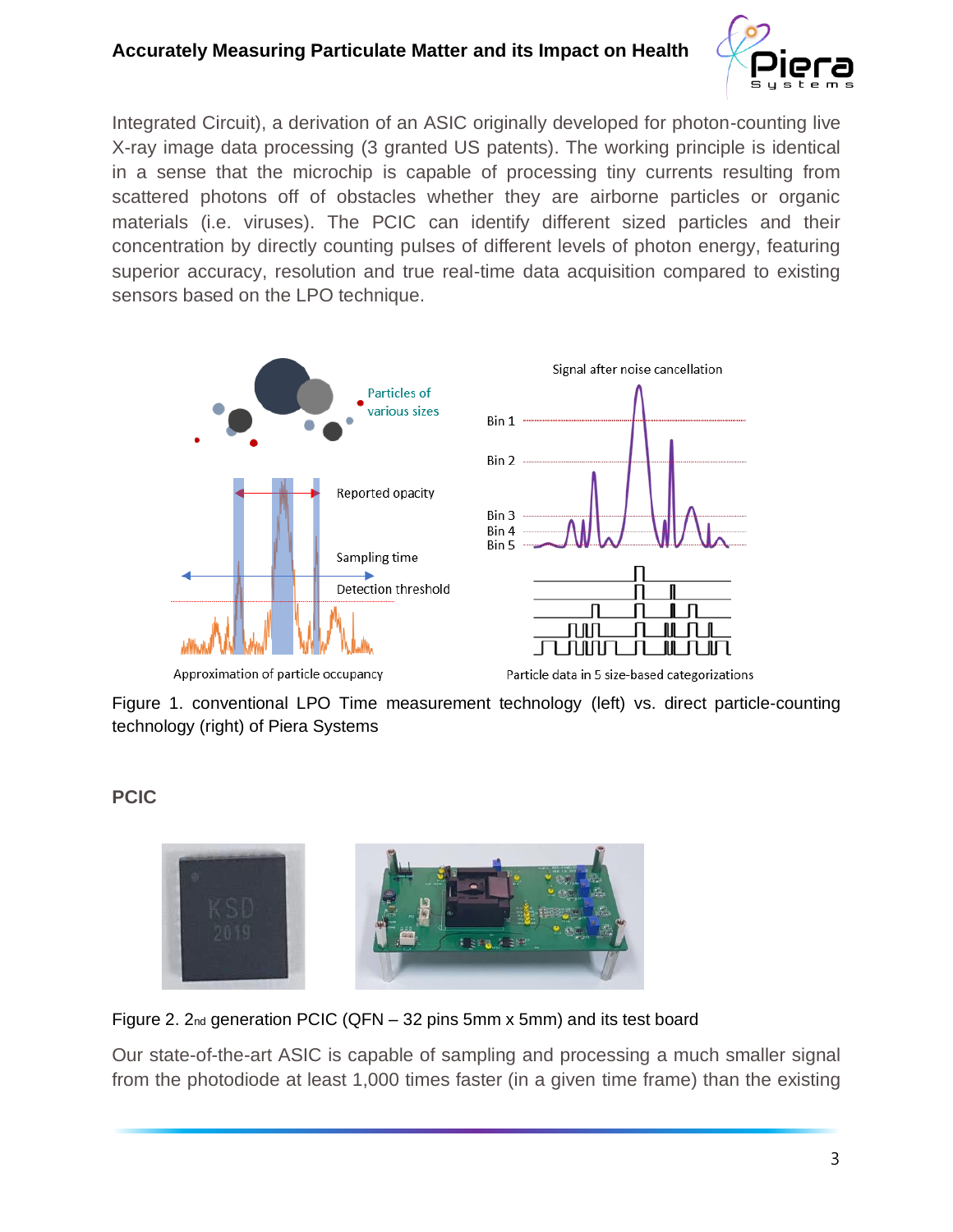Integrated Circuit), a derivation of an ASIC originally developed for photon-counting live X-ray image data processing (3 granted US patents). The working principle is identical in a sense that the microchip is capable of processing tiny currents resulting from scattered photons off of obstacles whether they are airborne particles or organic materials (i.e. viruses). The PCIC can identify different sized particles and their concentration by directly counting pulses of different levels of photon energy, featuring superior accuracy, resolution and true real-time data acquisition compared to existing sensors based on the LPO technique.

Figure 1. conventional LPO Time measurement technology (left) vs. direct particle-counting technology (right) of Piera Systems

## PCIC

Figure 2. 2nd generation PCIC (QFN – 32 pins 5mm x 5mm) and its test board

Our state-of-the-art ASIC is capable of sampling and processing a much smaller signal from the photodiode at least 1,000 times faster (in a given time frame) than the existing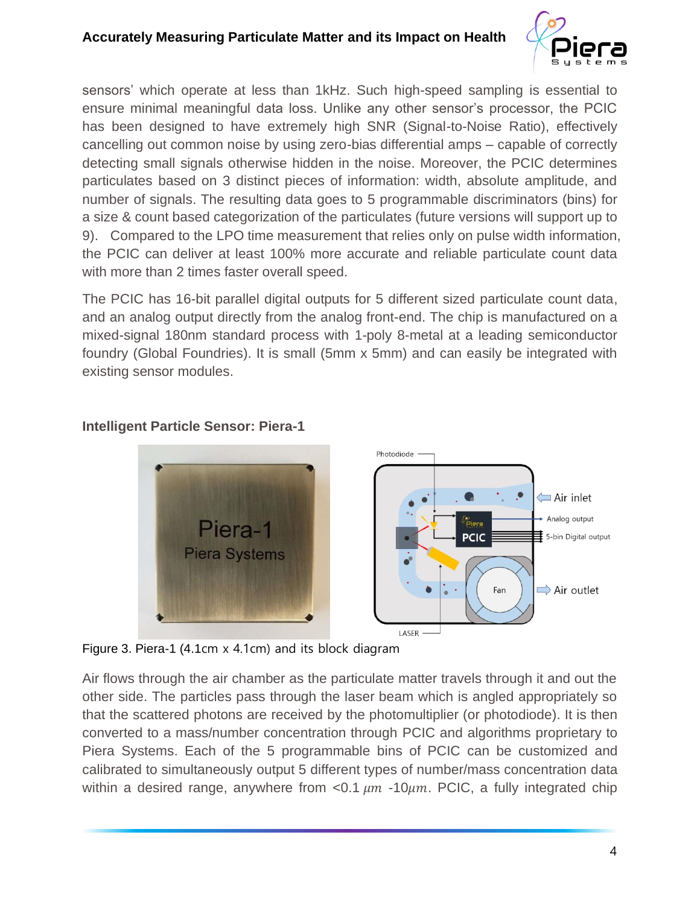sensors' which operate at less than 1kHz. Such high-speed sampling is essential to ensure minimal meaningful data loss. Unlike any other sensor's processor, the PCIC has been designed to have extremely high SNR (Signal-to-Noise Ratio), effectively cancelling out common noise by using zero-bias differential amps – capable of correctly detecting small signals otherwise hidden in the noise. Moreover, the PCIC determines particulates based on 3 distinct pieces of information: width, absolute amplitude, and number of signals. The resulting data goes to 5 programmable discriminators (bins) for a size & count based categorization of the particulates (future versions will support up to 9). Compared to the LPO time measurement that relies only on pulse width information, the PCIC can deliver at least 100% more accurate and reliable particulate count data with more than 2 times faster overall speed.

The PCIC has 16-bit parallel digital outputs for 5 different sized particulate count data, and an analog output directly from the analog front-end. The chip is manufactured on a mixed-signal 180nm standard process with 1-poly 8-metal at a leading semiconductor foundry (Global Foundries). It is small (5mm x 5mm) and can easily be integrated with existing sensor modules.

### Intelligent Particle Sensor: Piera-1

Figure 3. Piera-1 (4.1cm x 4.1cm) and its block diagram

Air flows through the air chamber as the particulate matter travels through it and out the other side. The particles pass through the laser beam which is angled appropriately so that the scattered photons are received by the photomultiplier (or photodiode). It is then converted to a mass/number concentration through PCIC and algorithms proprietary to Piera Systems. Each of the 5 programmable bins of PCIC can be customized and calibrated to simultaneously output 5 different types of number/mass concentration data within a desired range, anywhere from <0.1 $\mu m$ -10$\mu m$. PCIC, a fully integrated chip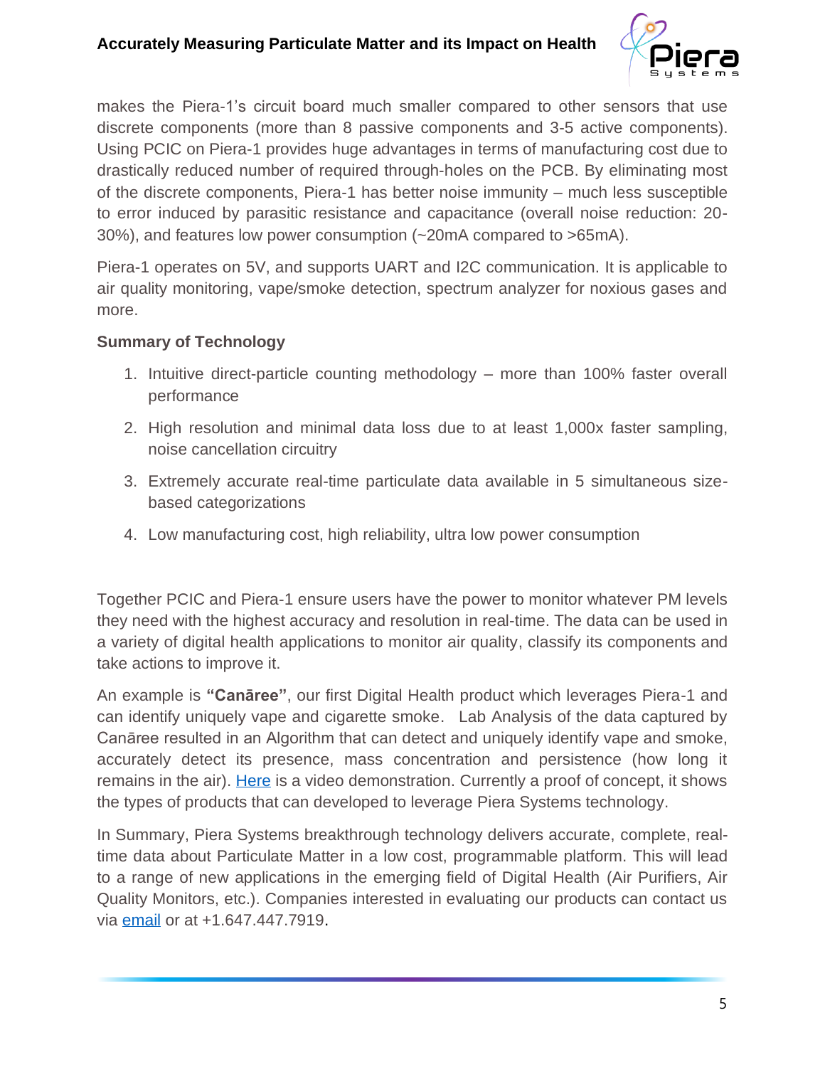makes the Piera-1's circuit board much smaller compared to other sensors that use discrete components (more than 8 passive components and 3-5 active components). Using PCIC on Piera-1 provides huge advantages in terms of manufacturing cost due to drastically reduced number of required through-holes on the PCB. By eliminating most of the discrete components, Piera-1 has better noise immunity – much less susceptible to error induced by parasitic resistance and capacitance (overall noise reduction: 20-30%), and features low power consumption (~20mA compared to >65mA).

Piera-1 operates on 5V, and supports UART and I2C communication. It is applicable to air quality monitoring, vape/smoke detection, spectrum analyzer for noxious gases and more.

**Summary of Technology**

1. Intuitive direct-particle counting methodology – more than 100% faster overall performance
2. High resolution and minimal data loss due to at least 1,000x faster sampling, noise cancellation circuitry
3. Extremely accurate real-time particulate data available in 5 simultaneous size-based categorizations
4. Low manufacturing cost, high reliability, ultra low power consumption

Together PCIC and Piera-1 ensure users have the power to monitor whatever PM levels they need with the highest accuracy and resolution in real-time. The data can be used in a variety of digital health applications to monitor air quality, classify its components and take actions to improve it.

An example is **"Canāree"**, our first Digital Health product which leverages Piera-1 and can identify uniquely vape and cigarette smoke. Lab Analysis of the data captured by Canāree resulted in an Algorithm that can detect and uniquely identify vape and smoke, accurately detect its presence, mass concentration and persistence (how long it remains in the air). Here is a video demonstration. Currently a proof of concept, it shows the types of products that can developed to leverage Piera Systems technology.

In Summary, Piera Systems breakthrough technology delivers accurate, complete, real-time data about Particulate Matter in a low cost, programmable platform. This will lead to a range of new applications in the emerging field of Digital Health (Air Purifiers, Air Quality Monitors, etc.). Companies interested in evaluating our products can contact us via email or at +1.647.447.7919.